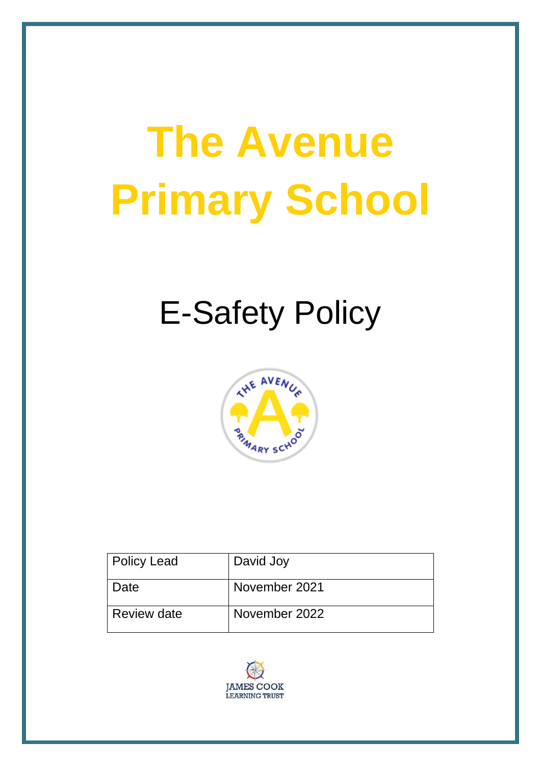# The Avenue Primary School

## E-Safety Policy

| | |
|---|---|
| Policy Lead | David Joy |
| Date | November 2021 |
| Review date | November 2022 |

JAMES COOK
LEARNING TRUST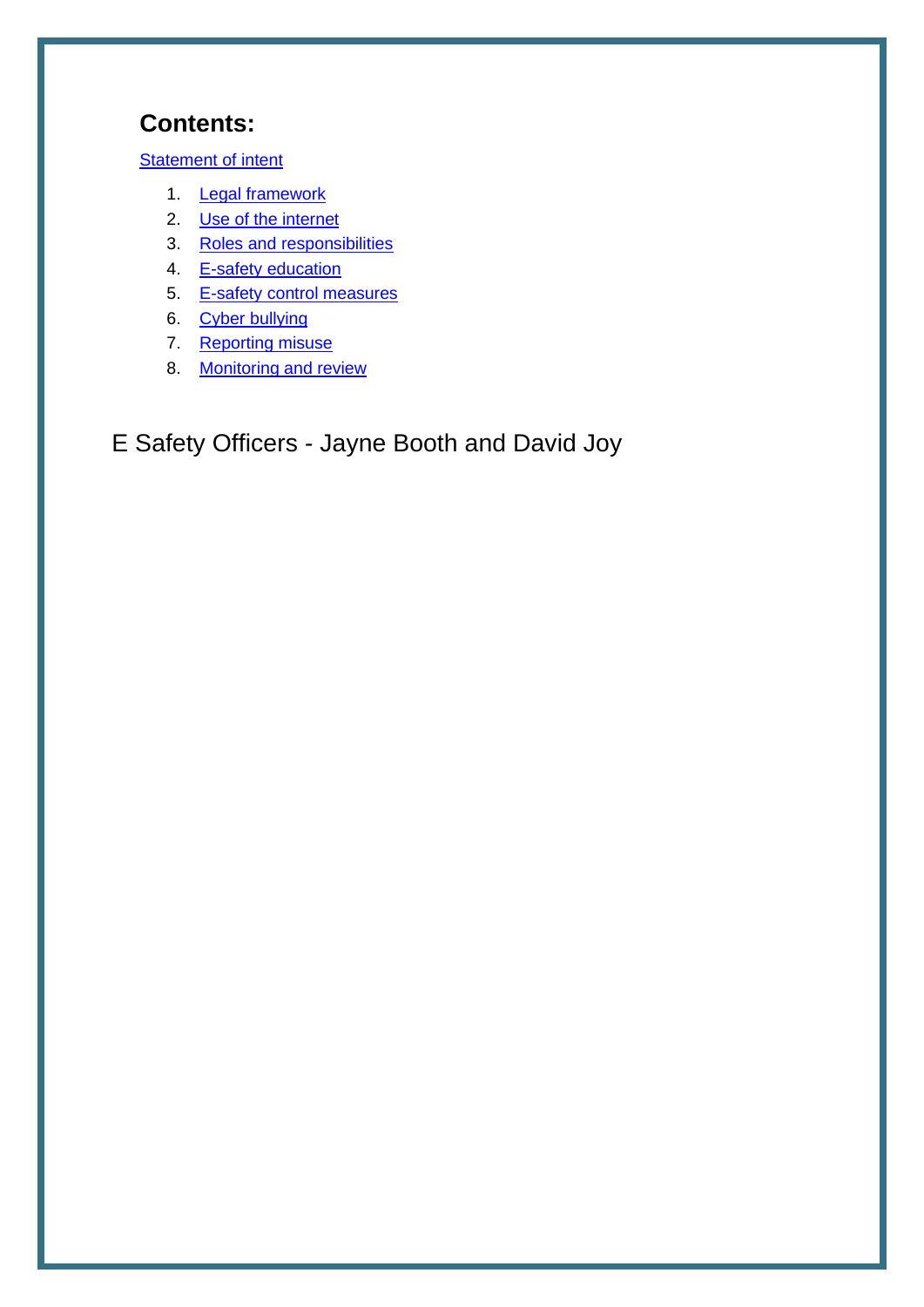## Contents:

Statement of intent

1. Legal framework
2. Use of the internet
3. Roles and responsibilities
4. E-safety education
5. E-safety control measures
6. Cyber bullying
7. Reporting misuse
8. Monitoring and review

E Safety Officers - Jayne Booth and David Joy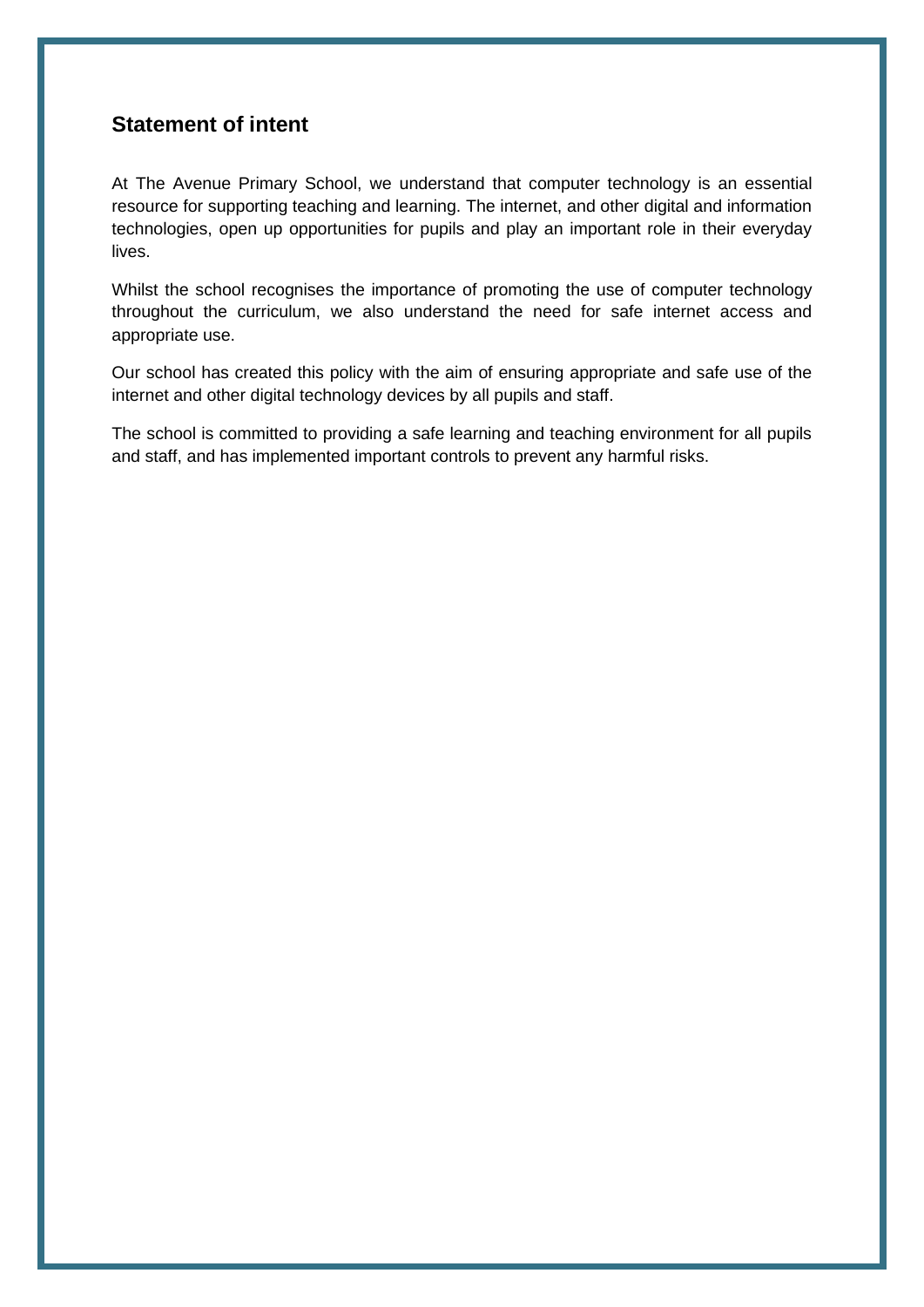## Statement of intent

At The Avenue Primary School, we understand that computer technology is an essential resource for supporting teaching and learning. The internet, and other digital and information technologies, open up opportunities for pupils and play an important role in their everyday lives.

Whilst the school recognises the importance of promoting the use of computer technology throughout the curriculum, we also understand the need for safe internet access and appropriate use.

Our school has created this policy with the aim of ensuring appropriate and safe use of the internet and other digital technology devices by all pupils and staff.

The school is committed to providing a safe learning and teaching environment for all pupils and staff, and has implemented important controls to prevent any harmful risks.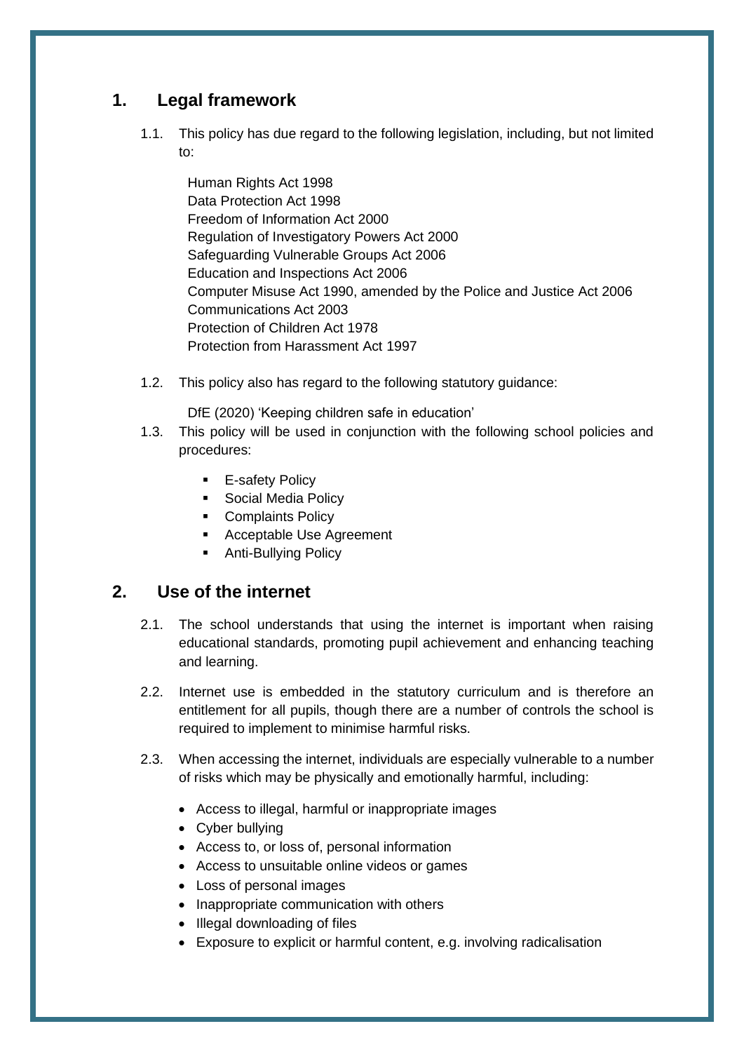## 1. Legal framework

1.1. This policy has due regard to the following legislation, including, but not limited to:

Human Rights Act 1998
Data Protection Act 1998
Freedom of Information Act 2000
Regulation of Investigatory Powers Act 2000
Safeguarding Vulnerable Groups Act 2006
Education and Inspections Act 2006
Computer Misuse Act 1990, amended by the Police and Justice Act 2006
Communications Act 2003
Protection of Children Act 1978
Protection from Harassment Act 1997

1.2. This policy also has regard to the following statutory guidance:

DfE (2020) 'Keeping children safe in education'

1.3. This policy will be used in conjunction with the following school policies and procedures:

- E-safety Policy
- Social Media Policy
- Complaints Policy
- Acceptable Use Agreement
- Anti-Bullying Policy

## 2. Use of the internet

2.1. The school understands that using the internet is important when raising educational standards, promoting pupil achievement and enhancing teaching and learning.

2.2. Internet use is embedded in the statutory curriculum and is therefore an entitlement for all pupils, though there are a number of controls the school is required to implement to minimise harmful risks.

2.3. When accessing the internet, individuals are especially vulnerable to a number of risks which may be physically and emotionally harmful, including:

- Access to illegal, harmful or inappropriate images
- Cyber bullying
- Access to, or loss of, personal information
- Access to unsuitable online videos or games
- Loss of personal images
- Inappropriate communication with others
- Illegal downloading of files
- Exposure to explicit or harmful content, e.g. involving radicalisation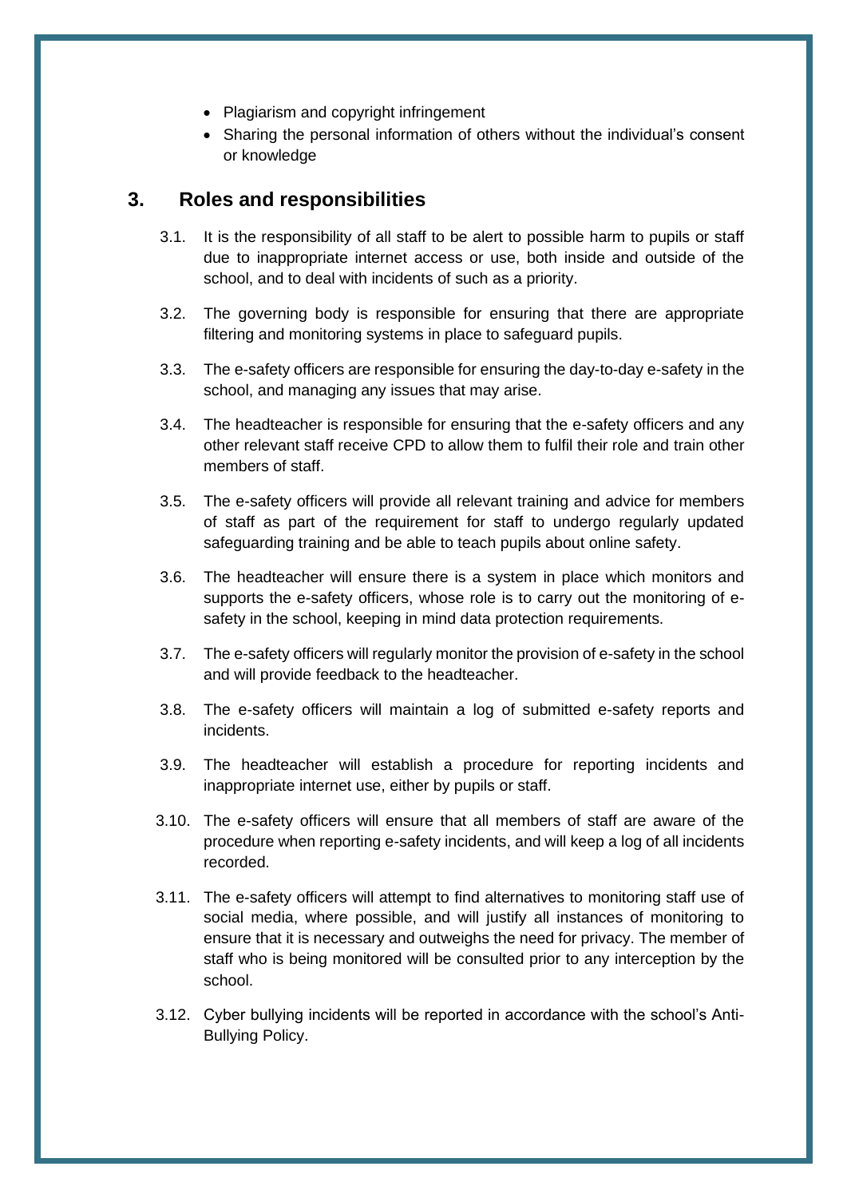- Plagiarism and copyright infringement
- Sharing the personal information of others without the individual's consent or knowledge

## 3. Roles and responsibilities

3.1. It is the responsibility of all staff to be alert to possible harm to pupils or staff due to inappropriate internet access or use, both inside and outside of the school, and to deal with incidents of such as a priority.

3.2. The governing body is responsible for ensuring that there are appropriate filtering and monitoring systems in place to safeguard pupils.

3.3. The e-safety officers are responsible for ensuring the day-to-day e-safety in the school, and managing any issues that may arise.

3.4. The headteacher is responsible for ensuring that the e-safety officers and any other relevant staff receive CPD to allow them to fulfil their role and train other members of staff.

3.5. The e-safety officers will provide all relevant training and advice for members of staff as part of the requirement for staff to undergo regularly updated safeguarding training and be able to teach pupils about online safety.

3.6. The headteacher will ensure there is a system in place which monitors and supports the e-safety officers, whose role is to carry out the monitoring of e-safety in the school, keeping in mind data protection requirements.

3.7. The e-safety officers will regularly monitor the provision of e-safety in the school and will provide feedback to the headteacher.

3.8. The e-safety officers will maintain a log of submitted e-safety reports and incidents.

3.9. The headteacher will establish a procedure for reporting incidents and inappropriate internet use, either by pupils or staff.

3.10. The e-safety officers will ensure that all members of staff are aware of the procedure when reporting e-safety incidents, and will keep a log of all incidents recorded.

3.11. The e-safety officers will attempt to find alternatives to monitoring staff use of social media, where possible, and will justify all instances of monitoring to ensure that it is necessary and outweighs the need for privacy. The member of staff who is being monitored will be consulted prior to any interception by the school.

3.12. Cyber bullying incidents will be reported in accordance with the school's Anti-Bullying Policy.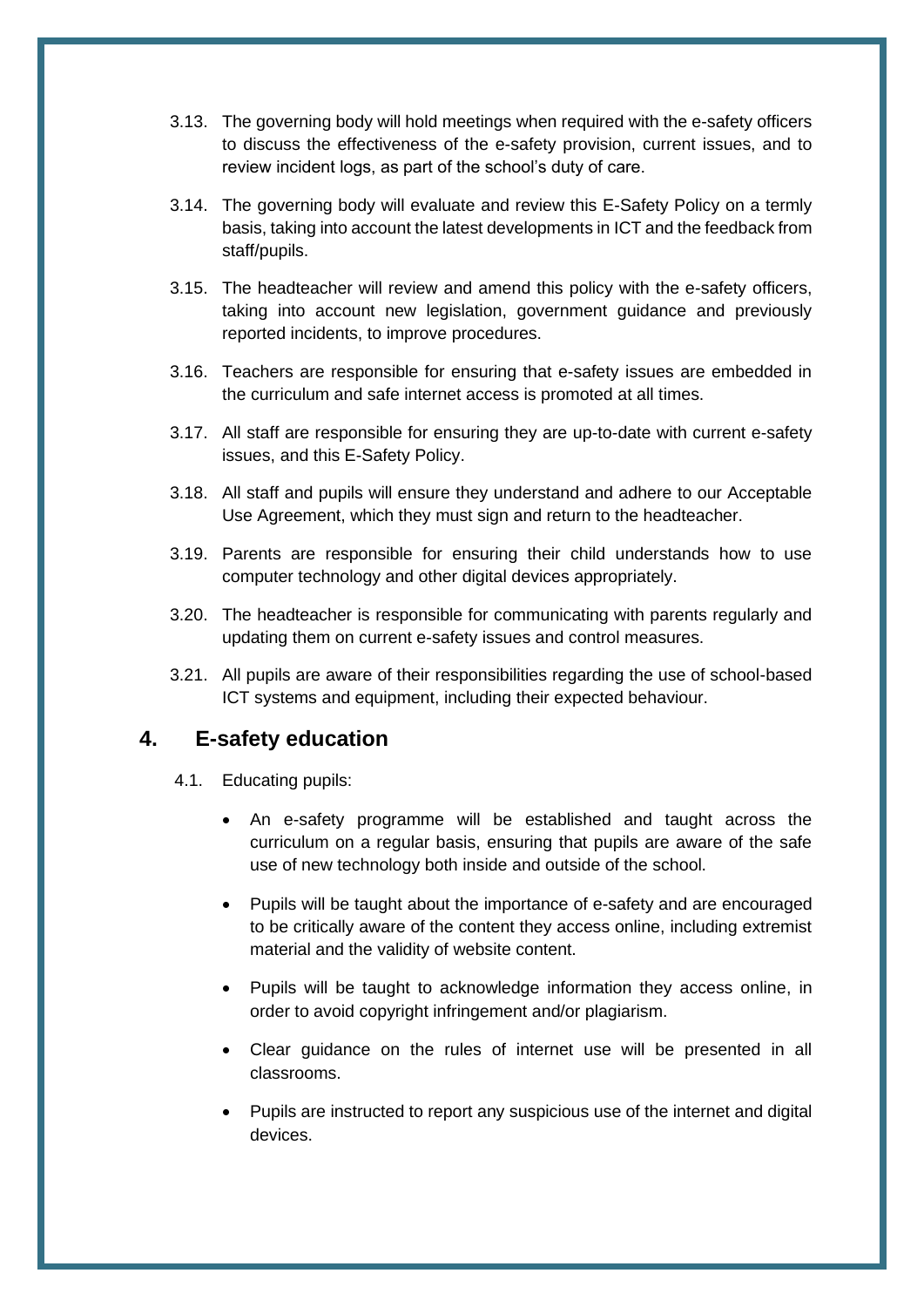3.13. The governing body will hold meetings when required with the e-safety officers to discuss the effectiveness of the e-safety provision, current issues, and to review incident logs, as part of the school's duty of care.

3.14. The governing body will evaluate and review this E-Safety Policy on a termly basis, taking into account the latest developments in ICT and the feedback from staff/pupils.

3.15. The headteacher will review and amend this policy with the e-safety officers, taking into account new legislation, government guidance and previously reported incidents, to improve procedures.

3.16. Teachers are responsible for ensuring that e-safety issues are embedded in the curriculum and safe internet access is promoted at all times.

3.17. All staff are responsible for ensuring they are up-to-date with current e-safety issues, and this E-Safety Policy.

3.18. All staff and pupils will ensure they understand and adhere to our Acceptable Use Agreement, which they must sign and return to the headteacher.

3.19. Parents are responsible for ensuring their child understands how to use computer technology and other digital devices appropriately.

3.20. The headteacher is responsible for communicating with parents regularly and updating them on current e-safety issues and control measures.

3.21. All pupils are aware of their responsibilities regarding the use of school-based ICT systems and equipment, including their expected behaviour.

## 4. E-safety education

4.1. Educating pupils:

- An e-safety programme will be established and taught across the curriculum on a regular basis, ensuring that pupils are aware of the safe use of new technology both inside and outside of the school.
- Pupils will be taught about the importance of e-safety and are encouraged to be critically aware of the content they access online, including extremist material and the validity of website content.
- Pupils will be taught to acknowledge information they access online, in order to avoid copyright infringement and/or plagiarism.
- Clear guidance on the rules of internet use will be presented in all classrooms.
- Pupils are instructed to report any suspicious use of the internet and digital devices.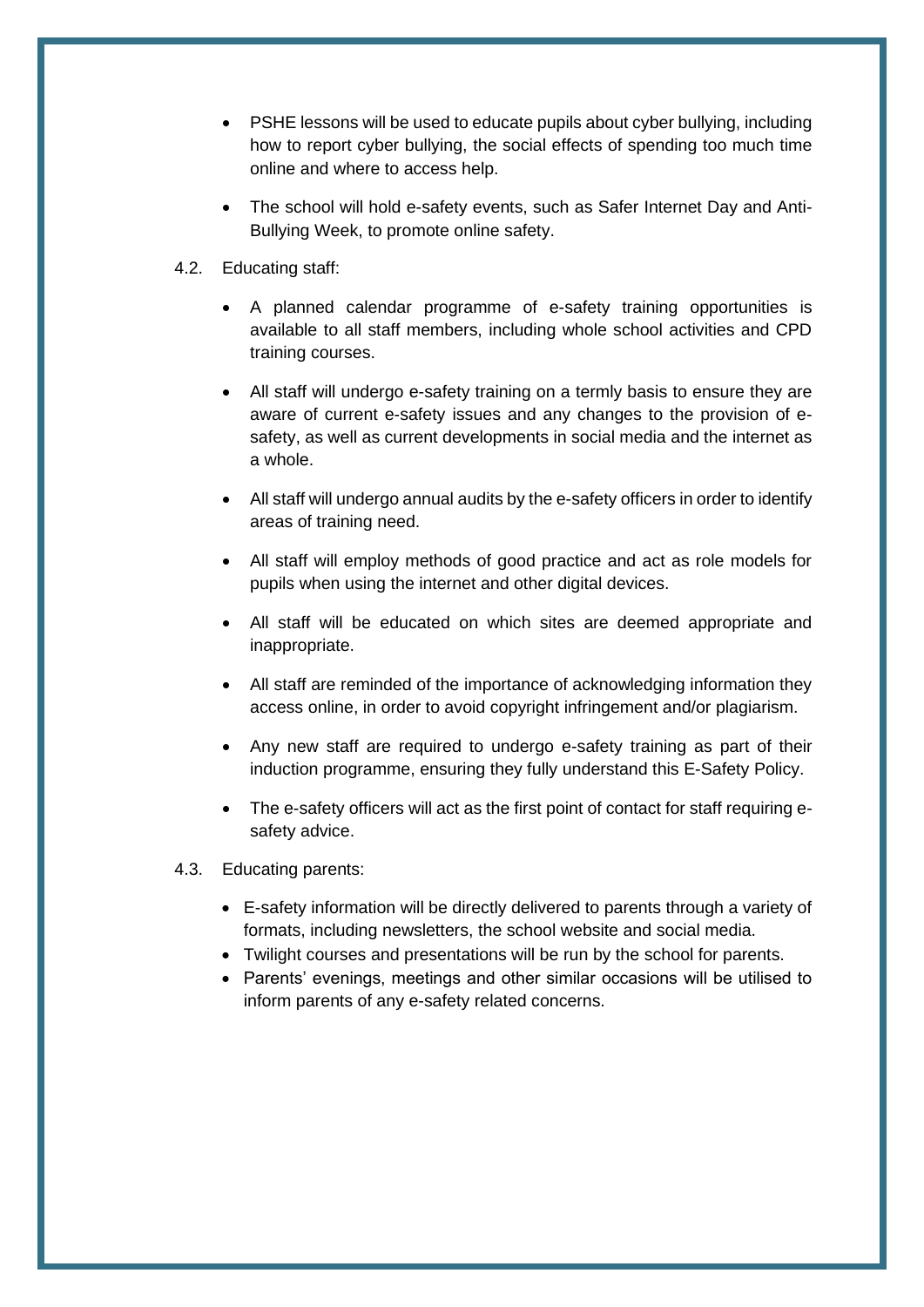- PSHE lessons will be used to educate pupils about cyber bullying, including how to report cyber bullying, the social effects of spending too much time online and where to access help.
- The school will hold e-safety events, such as Safer Internet Day and Anti-Bullying Week, to promote online safety.

4.2. Educating staff:

- A planned calendar programme of e-safety training opportunities is available to all staff members, including whole school activities and CPD training courses.
- All staff will undergo e-safety training on a termly basis to ensure they are aware of current e-safety issues and any changes to the provision of e-safety, as well as current developments in social media and the internet as a whole.
- All staff will undergo annual audits by the e-safety officers in order to identify areas of training need.
- All staff will employ methods of good practice and act as role models for pupils when using the internet and other digital devices.
- All staff will be educated on which sites are deemed appropriate and inappropriate.
- All staff are reminded of the importance of acknowledging information they access online, in order to avoid copyright infringement and/or plagiarism.
- Any new staff are required to undergo e-safety training as part of their induction programme, ensuring they fully understand this E-Safety Policy.
- The e-safety officers will act as the first point of contact for staff requiring e-safety advice.

4.3. Educating parents:

- E-safety information will be directly delivered to parents through a variety of formats, including newsletters, the school website and social media.
- Twilight courses and presentations will be run by the school for parents.
- Parents' evenings, meetings and other similar occasions will be utilised to inform parents of any e-safety related concerns.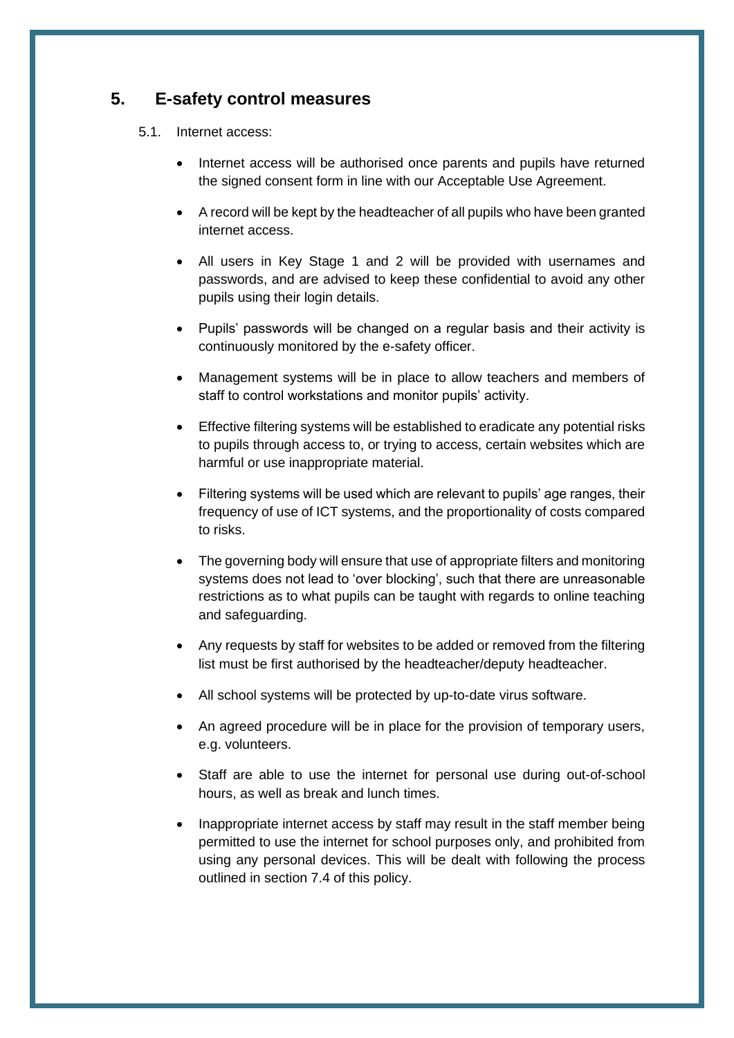## 5. E-safety control measures

5.1. Internet access:

- Internet access will be authorised once parents and pupils have returned the signed consent form in line with our Acceptable Use Agreement.
- A record will be kept by the headteacher of all pupils who have been granted internet access.
- All users in Key Stage 1 and 2 will be provided with usernames and passwords, and are advised to keep these confidential to avoid any other pupils using their login details.
- Pupils' passwords will be changed on a regular basis and their activity is continuously monitored by the e-safety officer.
- Management systems will be in place to allow teachers and members of staff to control workstations and monitor pupils' activity.
- Effective filtering systems will be established to eradicate any potential risks to pupils through access to, or trying to access, certain websites which are harmful or use inappropriate material.
- Filtering systems will be used which are relevant to pupils' age ranges, their frequency of use of ICT systems, and the proportionality of costs compared to risks.
- The governing body will ensure that use of appropriate filters and monitoring systems does not lead to 'over blocking', such that there are unreasonable restrictions as to what pupils can be taught with regards to online teaching and safeguarding.
- Any requests by staff for websites to be added or removed from the filtering list must be first authorised by the headteacher/deputy headteacher.
- All school systems will be protected by up-to-date virus software.
- An agreed procedure will be in place for the provision of temporary users, e.g. volunteers.
- Staff are able to use the internet for personal use during out-of-school hours, as well as break and lunch times.
- Inappropriate internet access by staff may result in the staff member being permitted to use the internet for school purposes only, and prohibited from using any personal devices. This will be dealt with following the process outlined in section 7.4 of this policy.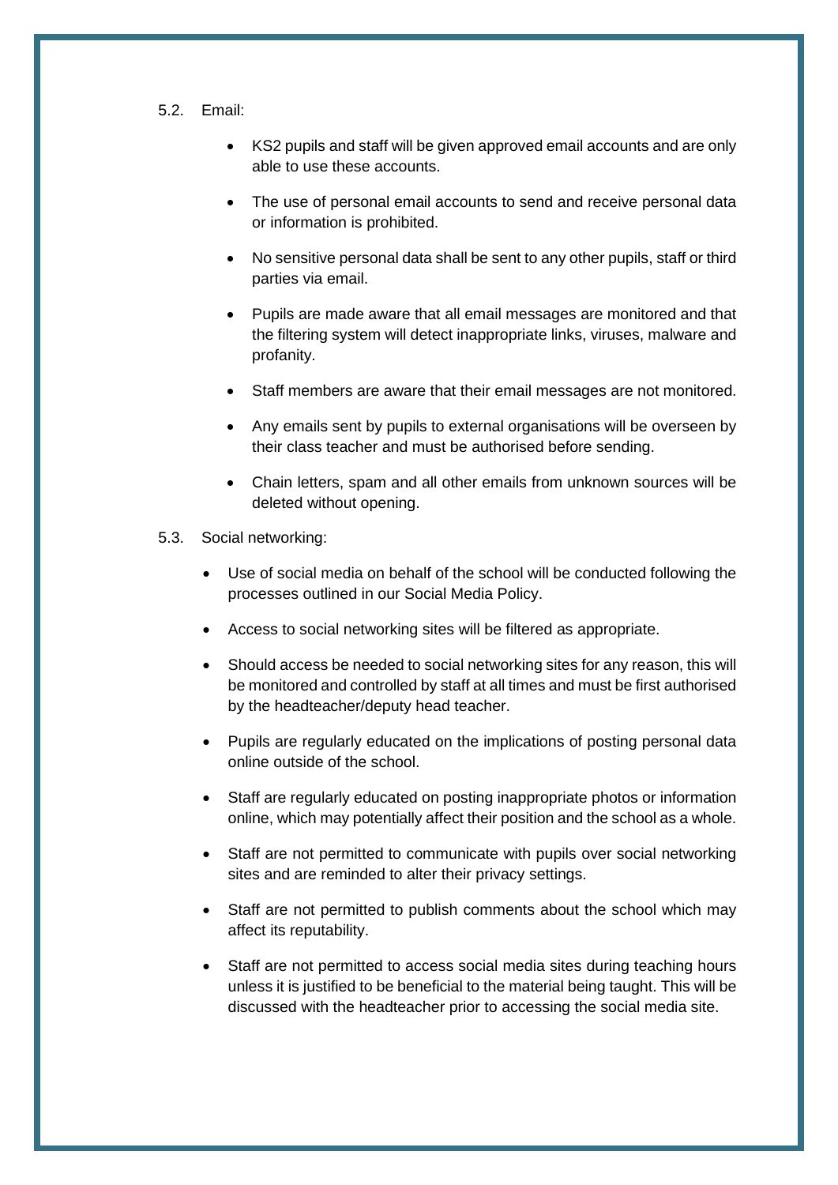5.2. Email:

- KS2 pupils and staff will be given approved email accounts and are only able to use these accounts.
- The use of personal email accounts to send and receive personal data or information is prohibited.
- No sensitive personal data shall be sent to any other pupils, staff or third parties via email.
- Pupils are made aware that all email messages are monitored and that the filtering system will detect inappropriate links, viruses, malware and profanity.
- Staff members are aware that their email messages are not monitored.
- Any emails sent by pupils to external organisations will be overseen by their class teacher and must be authorised before sending.
- Chain letters, spam and all other emails from unknown sources will be deleted without opening.

5.3. Social networking:

- Use of social media on behalf of the school will be conducted following the processes outlined in our Social Media Policy.
- Access to social networking sites will be filtered as appropriate.
- Should access be needed to social networking sites for any reason, this will be monitored and controlled by staff at all times and must be first authorised by the headteacher/deputy head teacher.
- Pupils are regularly educated on the implications of posting personal data online outside of the school.
- Staff are regularly educated on posting inappropriate photos or information online, which may potentially affect their position and the school as a whole.
- Staff are not permitted to communicate with pupils over social networking sites and are reminded to alter their privacy settings.
- Staff are not permitted to publish comments about the school which may affect its reputability.
- Staff are not permitted to access social media sites during teaching hours unless it is justified to be beneficial to the material being taught. This will be discussed with the headteacher prior to accessing the social media site.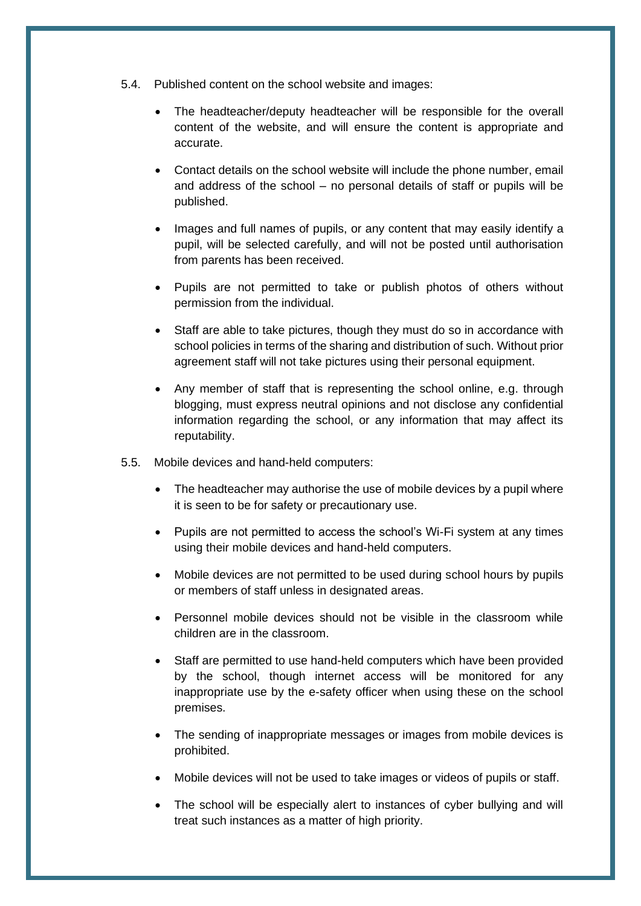5.4. Published content on the school website and images:

- The headteacher/deputy headteacher will be responsible for the overall content of the website, and will ensure the content is appropriate and accurate.
- Contact details on the school website will include the phone number, email and address of the school – no personal details of staff or pupils will be published.
- Images and full names of pupils, or any content that may easily identify a pupil, will be selected carefully, and will not be posted until authorisation from parents has been received.
- Pupils are not permitted to take or publish photos of others without permission from the individual.
- Staff are able to take pictures, though they must do so in accordance with school policies in terms of the sharing and distribution of such. Without prior agreement staff will not take pictures using their personal equipment.
- Any member of staff that is representing the school online, e.g. through blogging, must express neutral opinions and not disclose any confidential information regarding the school, or any information that may affect its reputability.

5.5. Mobile devices and hand-held computers:

- The headteacher may authorise the use of mobile devices by a pupil where it is seen to be for safety or precautionary use.
- Pupils are not permitted to access the school's Wi-Fi system at any times using their mobile devices and hand-held computers.
- Mobile devices are not permitted to be used during school hours by pupils or members of staff unless in designated areas.
- Personnel mobile devices should not be visible in the classroom while children are in the classroom.
- Staff are permitted to use hand-held computers which have been provided by the school, though internet access will be monitored for any inappropriate use by the e-safety officer when using these on the school premises.
- The sending of inappropriate messages or images from mobile devices is prohibited.
- Mobile devices will not be used to take images or videos of pupils or staff.
- The school will be especially alert to instances of cyber bullying and will treat such instances as a matter of high priority.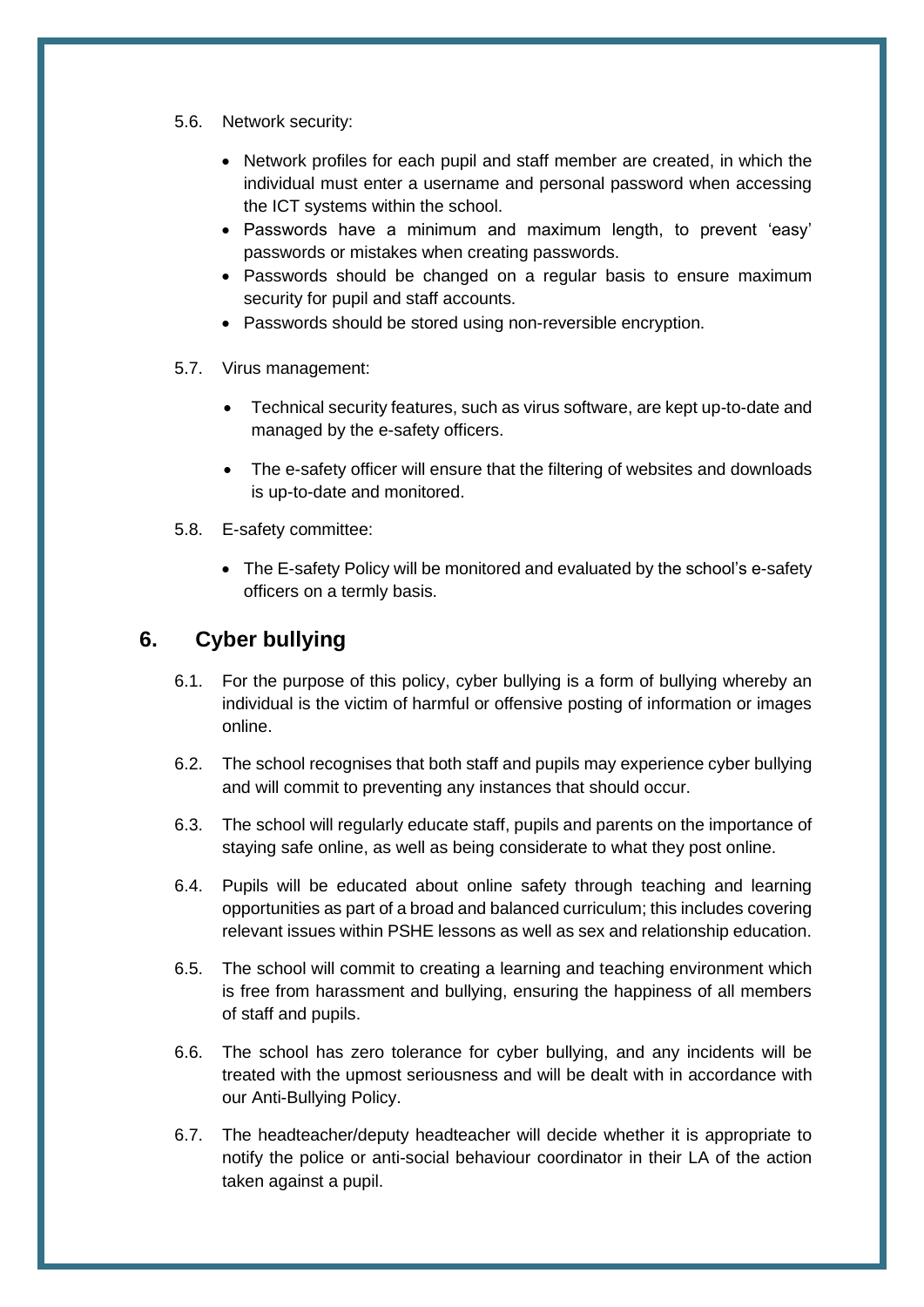5.6. Network security:

- Network profiles for each pupil and staff member are created, in which the individual must enter a username and personal password when accessing the ICT systems within the school.
- Passwords have a minimum and maximum length, to prevent 'easy' passwords or mistakes when creating passwords.
- Passwords should be changed on a regular basis to ensure maximum security for pupil and staff accounts.
- Passwords should be stored using non-reversible encryption.

5.7. Virus management:

- Technical security features, such as virus software, are kept up-to-date and managed by the e-safety officers.
- The e-safety officer will ensure that the filtering of websites and downloads is up-to-date and monitored.

5.8. E-safety committee:

- The E-safety Policy will be monitored and evaluated by the school's e-safety officers on a termly basis.

## 6. Cyber bullying

6.1. For the purpose of this policy, cyber bullying is a form of bullying whereby an individual is the victim of harmful or offensive posting of information or images online.

6.2. The school recognises that both staff and pupils may experience cyber bullying and will commit to preventing any instances that should occur.

6.3. The school will regularly educate staff, pupils and parents on the importance of staying safe online, as well as being considerate to what they post online.

6.4. Pupils will be educated about online safety through teaching and learning opportunities as part of a broad and balanced curriculum; this includes covering relevant issues within PSHE lessons as well as sex and relationship education.

6.5. The school will commit to creating a learning and teaching environment which is free from harassment and bullying, ensuring the happiness of all members of staff and pupils.

6.6. The school has zero tolerance for cyber bullying, and any incidents will be treated with the upmost seriousness and will be dealt with in accordance with our Anti-Bullying Policy.

6.7. The headteacher/deputy headteacher will decide whether it is appropriate to notify the police or anti-social behaviour coordinator in their LA of the action taken against a pupil.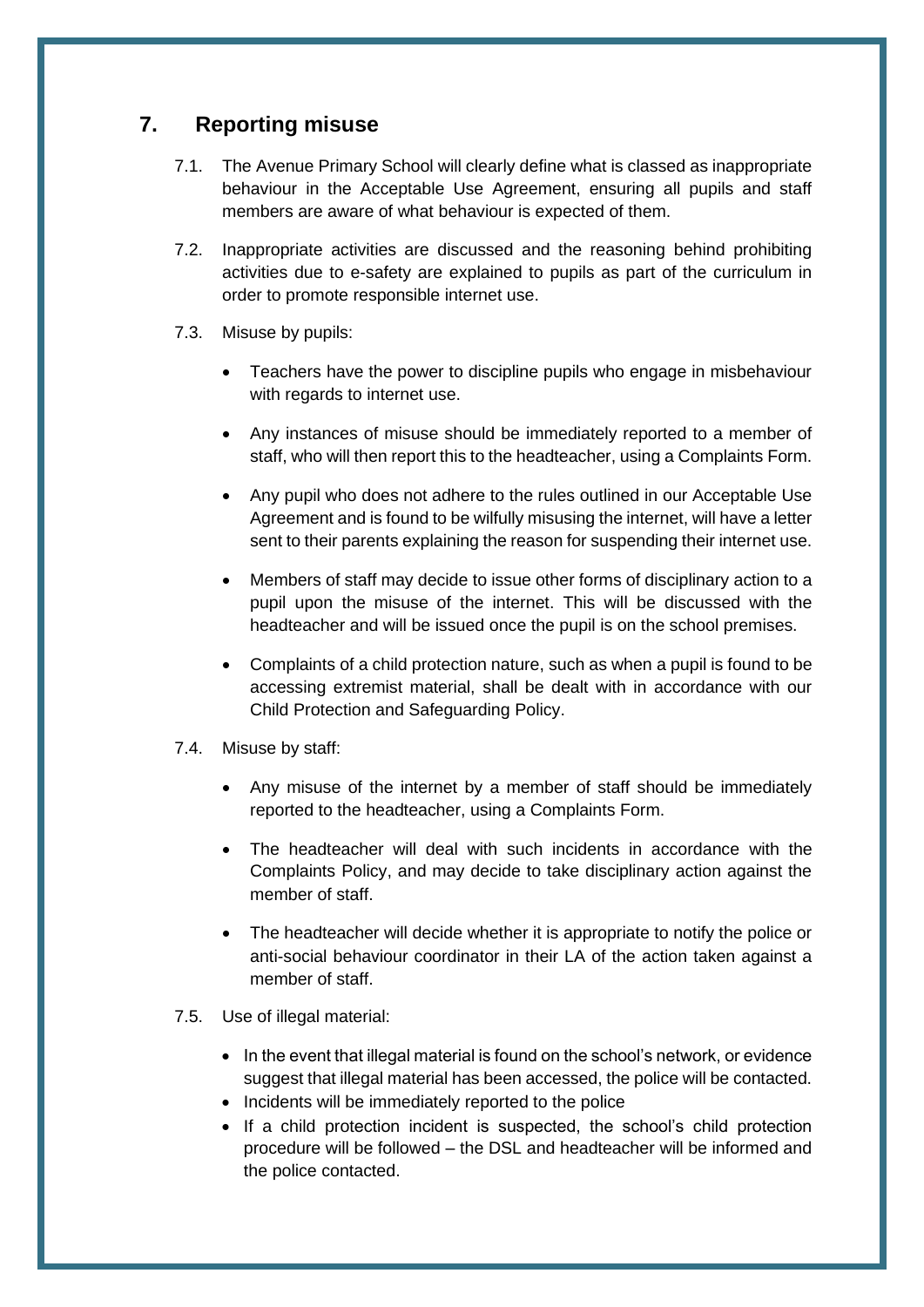## 7. Reporting misuse

7.1. The Avenue Primary School will clearly define what is classed as inappropriate behaviour in the Acceptable Use Agreement, ensuring all pupils and staff members are aware of what behaviour is expected of them.

7.2. Inappropriate activities are discussed and the reasoning behind prohibiting activities due to e-safety are explained to pupils as part of the curriculum in order to promote responsible internet use.

7.3. Misuse by pupils:

- Teachers have the power to discipline pupils who engage in misbehaviour with regards to internet use.
- Any instances of misuse should be immediately reported to a member of staff, who will then report this to the headteacher, using a Complaints Form.
- Any pupil who does not adhere to the rules outlined in our Acceptable Use Agreement and is found to be wilfully misusing the internet, will have a letter sent to their parents explaining the reason for suspending their internet use.
- Members of staff may decide to issue other forms of disciplinary action to a pupil upon the misuse of the internet. This will be discussed with the headteacher and will be issued once the pupil is on the school premises.
- Complaints of a child protection nature, such as when a pupil is found to be accessing extremist material, shall be dealt with in accordance with our Child Protection and Safeguarding Policy.

7.4. Misuse by staff:

- Any misuse of the internet by a member of staff should be immediately reported to the headteacher, using a Complaints Form.
- The headteacher will deal with such incidents in accordance with the Complaints Policy, and may decide to take disciplinary action against the member of staff.
- The headteacher will decide whether it is appropriate to notify the police or anti-social behaviour coordinator in their LA of the action taken against a member of staff.

7.5. Use of illegal material:

- In the event that illegal material is found on the school's network, or evidence suggest that illegal material has been accessed, the police will be contacted.
- Incidents will be immediately reported to the police
- If a child protection incident is suspected, the school's child protection procedure will be followed – the DSL and headteacher will be informed and the police contacted.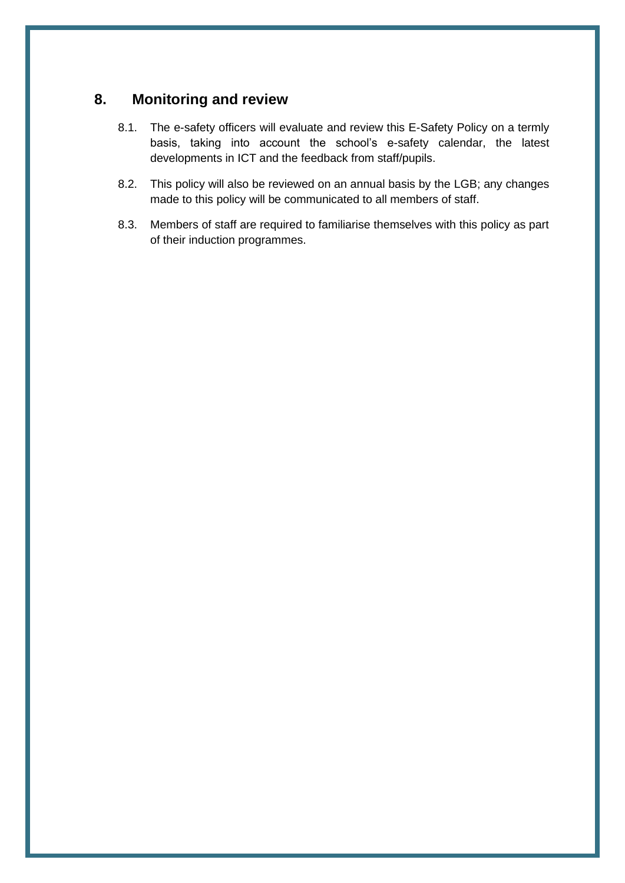## 8. Monitoring and review

8.1. The e-safety officers will evaluate and review this E-Safety Policy on a termly basis, taking into account the school's e-safety calendar, the latest developments in ICT and the feedback from staff/pupils.

8.2. This policy will also be reviewed on an annual basis by the LGB; any changes made to this policy will be communicated to all members of staff.

8.3. Members of staff are required to familiarise themselves with this policy as part of their induction programmes.